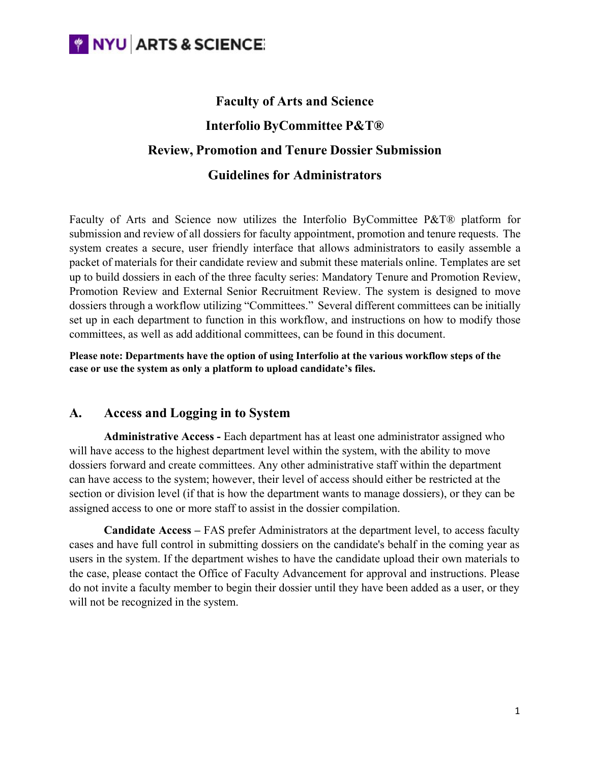# Faculty of Arts and Science

# Interfolio ByCommittee P&T®

# Review, Promotion and Tenure Dossier Submission

# Guidelines for Administrators

Faculty of Arts and Science now utilizes the Interfolio ByCommittee P&T® platform for submission and review of all dossiers for faculty appointment, promotion and tenure requests. The system creates a secure, user friendly interface that allows administrators to easily assemble a packet of materials for their candidate review and submit these materials online. Templates are set up to build dossiers in each of the three faculty series: Mandatory Tenure and Promotion Review, Promotion Review and External Senior Recruitment Review. The system is designed to move dossiers through a workflow utilizing "Committees." Several different committees can be initially set up in each department to function in this workflow, and instructions on how to modify those committees, as well as add additional committees, can be found in this document.

**Please note: Departments have the option of using Interfolio at the various workflow steps of the case or use the system as only a platform to upload candidate's files.**

## A. Access and Logging in to System

**Administrative Access -** Each department has at least one administrator assigned who will have access to the highest department level within the system, with the ability to move dossiers forward and create committees. Any other administrative staff within the department can have access to the system; however, their level of access should either be restricted at the section or division level (if that is how the department wants to manage dossiers), or they can be assigned access to one or more staff to assist in the dossier compilation.

**Candidate Access –** FAS prefer Administrators at the department level, to access faculty cases and have full control in submitting dossiers on the candidate's behalf in the coming year as users in the system. If the department wishes to have the candidate upload their own materials to the case, please contact the Office of Faculty Advancement for approval and instructions. Please do not invite a faculty member to begin their dossier until they have been added as a user, or they will not be recognized in the system.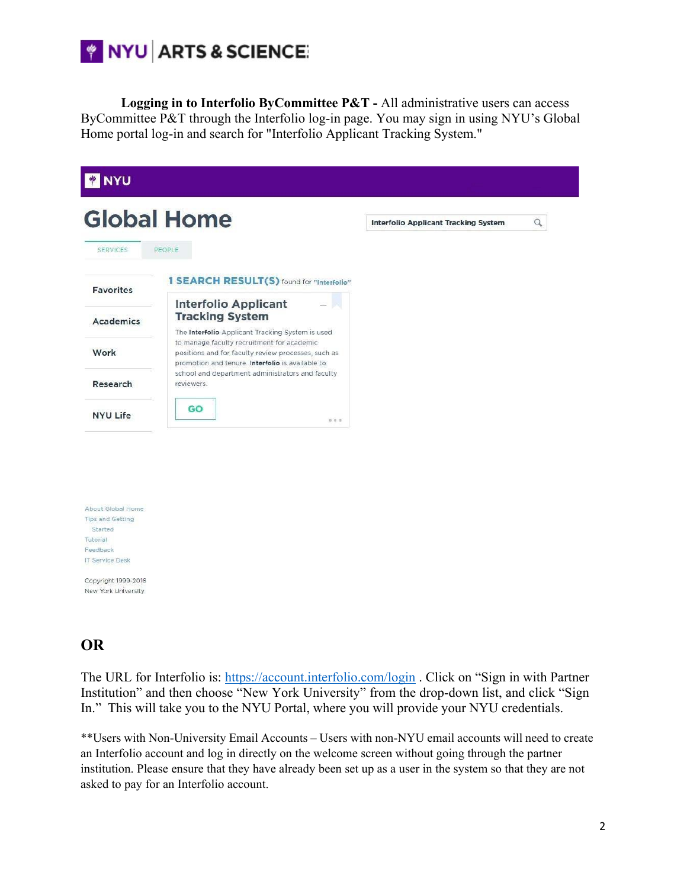**Logging in to Interfolio ByCommittee P&T -** All administrative users can access ByCommittee P&T through the Interfolio log-in page. You may sign in using NYU's Global Home portal log-in and search for "Interfolio Applicant Tracking System."

NYU

# Global Home

Interfolio Applicant Tracking System

SERVICES | PEOPLE

- Favorites
- Academics
- Work
- Research
- NYU Life

**1 SEARCH RESULT(S)** found for "Interfolio"

**Interfolio Applicant Tracking System**

The **Interfolio** Applicant Tracking System is used to manage faculty recruitment for academic positions and for faculty review processes, such as promotion and tenure. **Interfolio** is available to school and department administrators and faculty reviewers.

GO

About Global Home
Tips and Getting Started
Tutorial
Feedback
IT Service Desk

Copyright 1999-2016
New York University

## OR

The URL for Interfolio is: https://account.interfolio.com/login . Click on "Sign in with Partner Institution" and then choose "New York University" from the drop-down list, and click "Sign In." This will take you to the NYU Portal, where you will provide your NYU credentials.

**Users with Non-University Email Accounts – Users with non-NYU email accounts will need to create an Interfolio account and log in directly on the welcome screen without going through the partner institution. Please ensure that they have already been set up as a user in the system so that they are not asked to pay for an Interfolio account.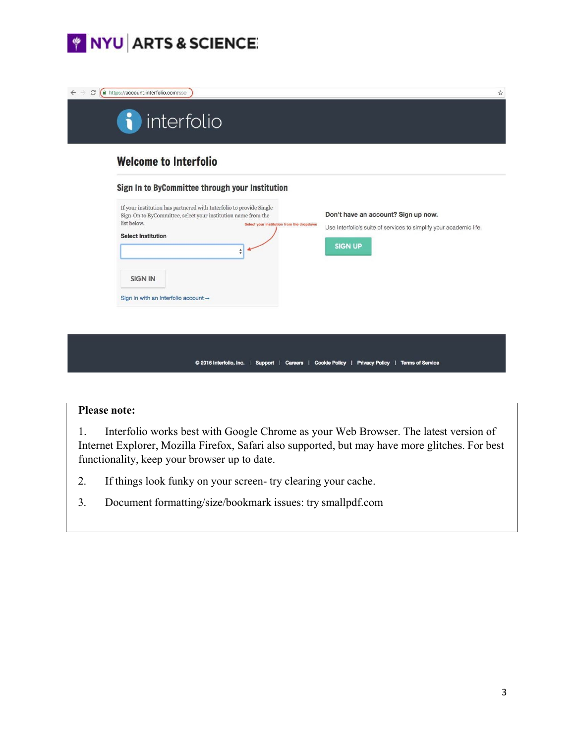https://account.interfolio.com/sso

interfolio

## Welcome to Interfolio

### Sign In to ByCommittee through your Institution

If your institution has partnered with Interfolio to provide Single Sign-On to ByCommittee, select your institution name from the list below.

Select your institution from the dropdown

**Select Institution**

SIGN IN

Sign in with an Interfolio account →

**Don't have an account? Sign up now.**

Use Interfolio's suite of services to simplify your academic life.

SIGN UP

© 2016 Interfolio, Inc. | Support | Careers | Cookie Policy | Privacy Policy | Terms of Service

**Please note:**

1. Interfolio works best with Google Chrome as your Web Browser. The latest version of Internet Explorer, Mozilla Firefox, Safari also supported, but may have more glitches. For best functionality, keep your browser up to date.
2. If things look funky on your screen- try clearing your cache.
3. Document formatting/size/bookmark issues: try smallpdf.com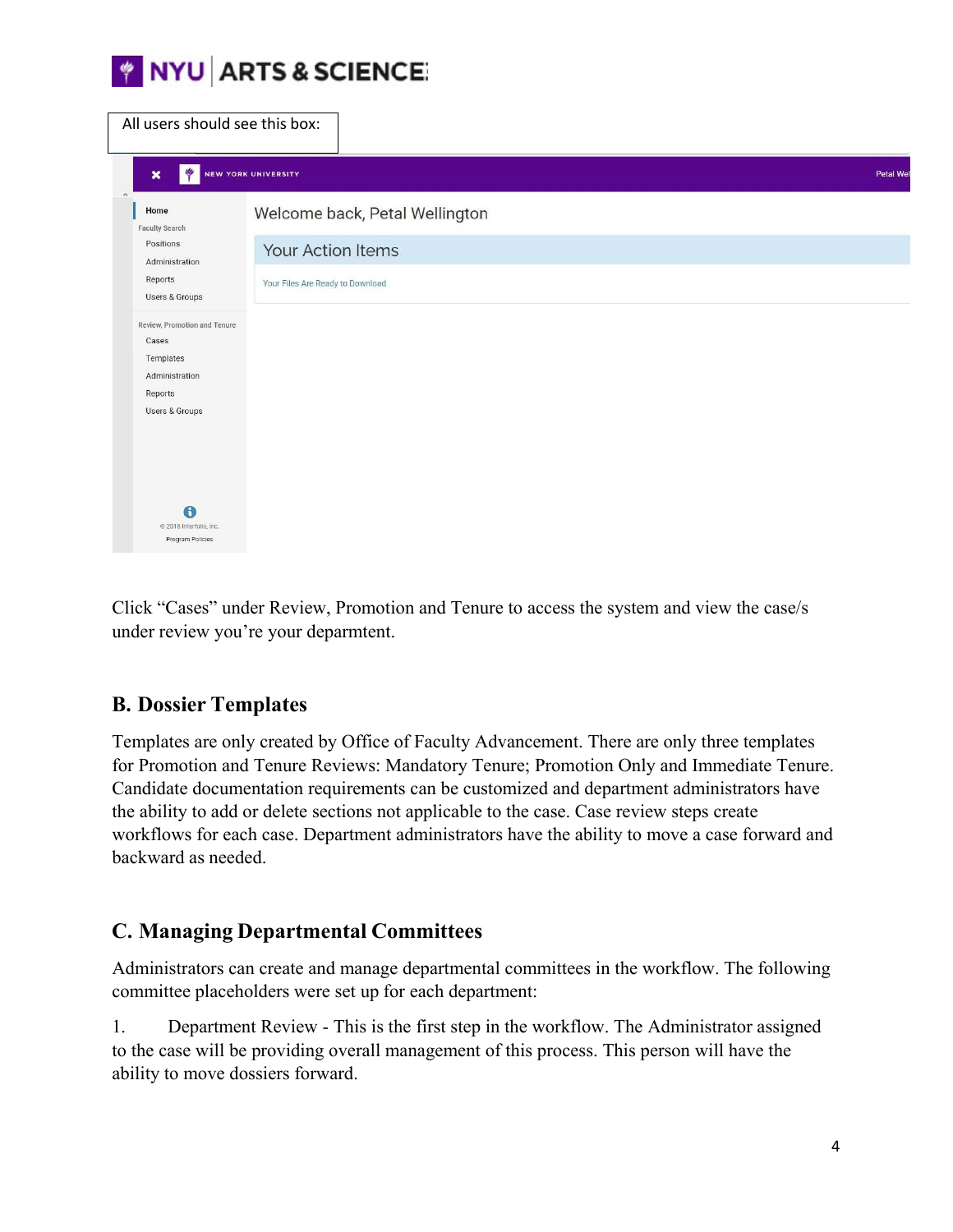All users should see this box:

Welcome back, Petal Wellington

Your Action Items

Your Files Are Ready to Download

Home

Faculty Search

Positions

Administration

Reports

Users & Groups

Review, Promotion and Tenure

Cases

Templates

Administration

Reports

Users & Groups

© 2018 Interfolio, Inc.

Program Policies

Click "Cases" under Review, Promotion and Tenure to access the system and view the case/s under review you're your deparmtent.

## B. Dossier Templates

Templates are only created by Office of Faculty Advancement. There are only three templates for Promotion and Tenure Reviews: Mandatory Tenure; Promotion Only and Immediate Tenure. Candidate documentation requirements can be customized and department administrators have the ability to add or delete sections not applicable to the case. Case review steps create workflows for each case. Department administrators have the ability to move a case forward and backward as needed.

## C. Managing Departmental Committees

Administrators can create and manage departmental committees in the workflow. The following committee placeholders were set up for each department:

1. Department Review - This is the first step in the workflow. The Administrator assigned to the case will be providing overall management of this process. This person will have the ability to move dossiers forward.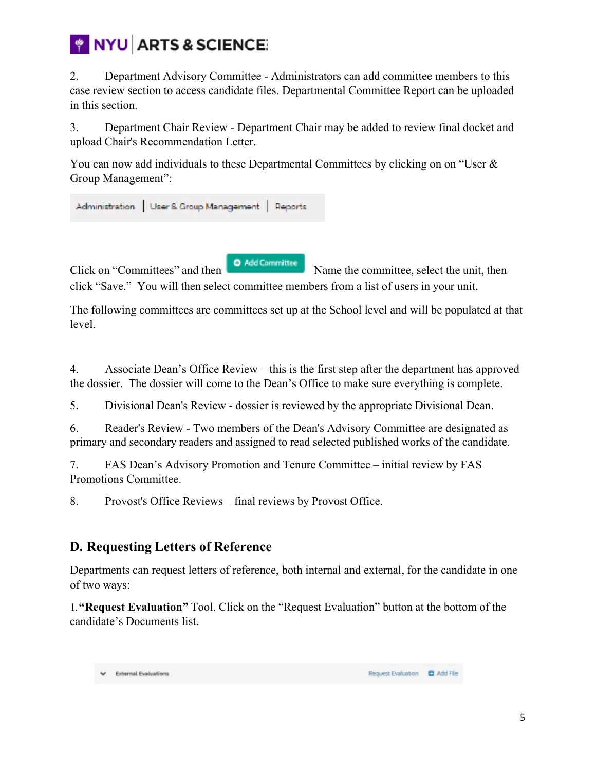2. Department Advisory Committee - Administrators can add committee members to this case review section to access candidate files. Departmental Committee Report can be uploaded in this section.

3. Department Chair Review - Department Chair may be added to review final docket and upload Chair's Recommendation Letter.

You can now add individuals to these Departmental Committees by clicking on on "User & Group Management":

Administration | User & Group Management | Reports

Click on "Committees" and then **Add Committee** Name the committee, select the unit, then click "Save." You will then select committee members from a list of users in your unit.

The following committees are committees set up at the School level and will be populated at that level.

4. Associate Dean's Office Review – this is the first step after the department has approved the dossier. The dossier will come to the Dean's Office to make sure everything is complete.

5. Divisional Dean's Review - dossier is reviewed by the appropriate Divisional Dean.

6. Reader's Review - Two members of the Dean's Advisory Committee are designated as primary and secondary readers and assigned to read selected published works of the candidate.

7. FAS Dean's Advisory Promotion and Tenure Committee – initial review by FAS Promotions Committee.

8. Provost's Office Reviews – final reviews by Provost Office.

## D. Requesting Letters of Reference

Departments can request letters of reference, both internal and external, for the candidate in one of two ways:

1. **"Request Evaluation"** Tool. Click on the "Request Evaluation" button at the bottom of the candidate's Documents list.

External Evaluations    Request Evaluation    Add File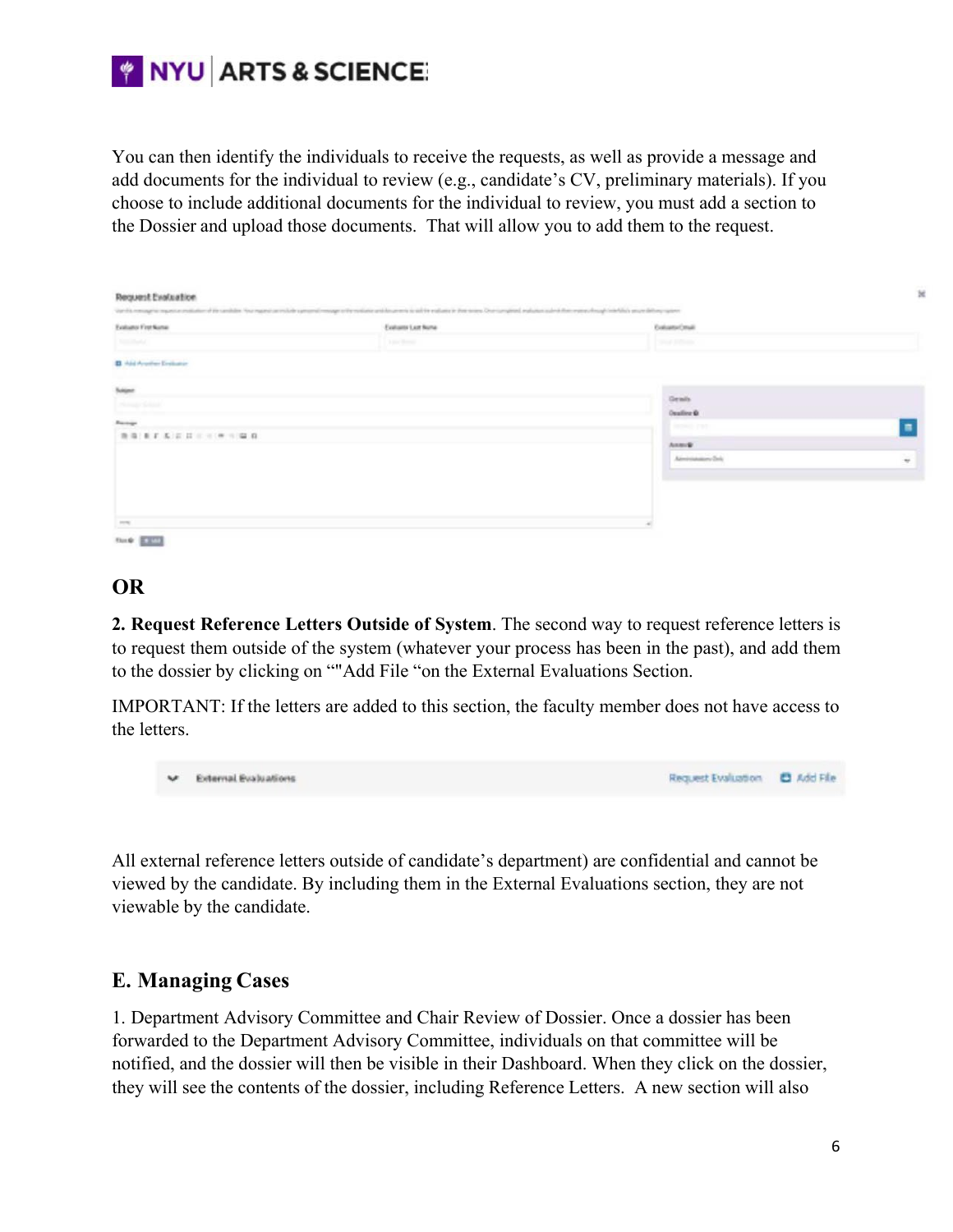You can then identify the individuals to receive the requests, as well as provide a message and add documents for the individual to review (e.g., candidate's CV, preliminary materials). If you choose to include additional documents for the individual to review, you must add a section to the Dossier and upload those documents. That will allow you to add them to the request.

**OR**

**2. Request Reference Letters Outside of System**. The second way to request reference letters is to request them outside of the system (whatever your process has been in the past), and add them to the dossier by clicking on “"Add File “on the External Evaluations Section.

IMPORTANT: If the letters are added to this section, the faculty member does not have access to the letters.

All external reference letters outside of candidate's department) are confidential and cannot be viewed by the candidate. By including them in the External Evaluations section, they are not viewable by the candidate.

## E. Managing Cases

1. Department Advisory Committee and Chair Review of Dossier. Once a dossier has been forwarded to the Department Advisory Committee, individuals on that committee will be notified, and the dossier will then be visible in their Dashboard. When they click on the dossier, they will see the contents of the dossier, including Reference Letters. A new section will also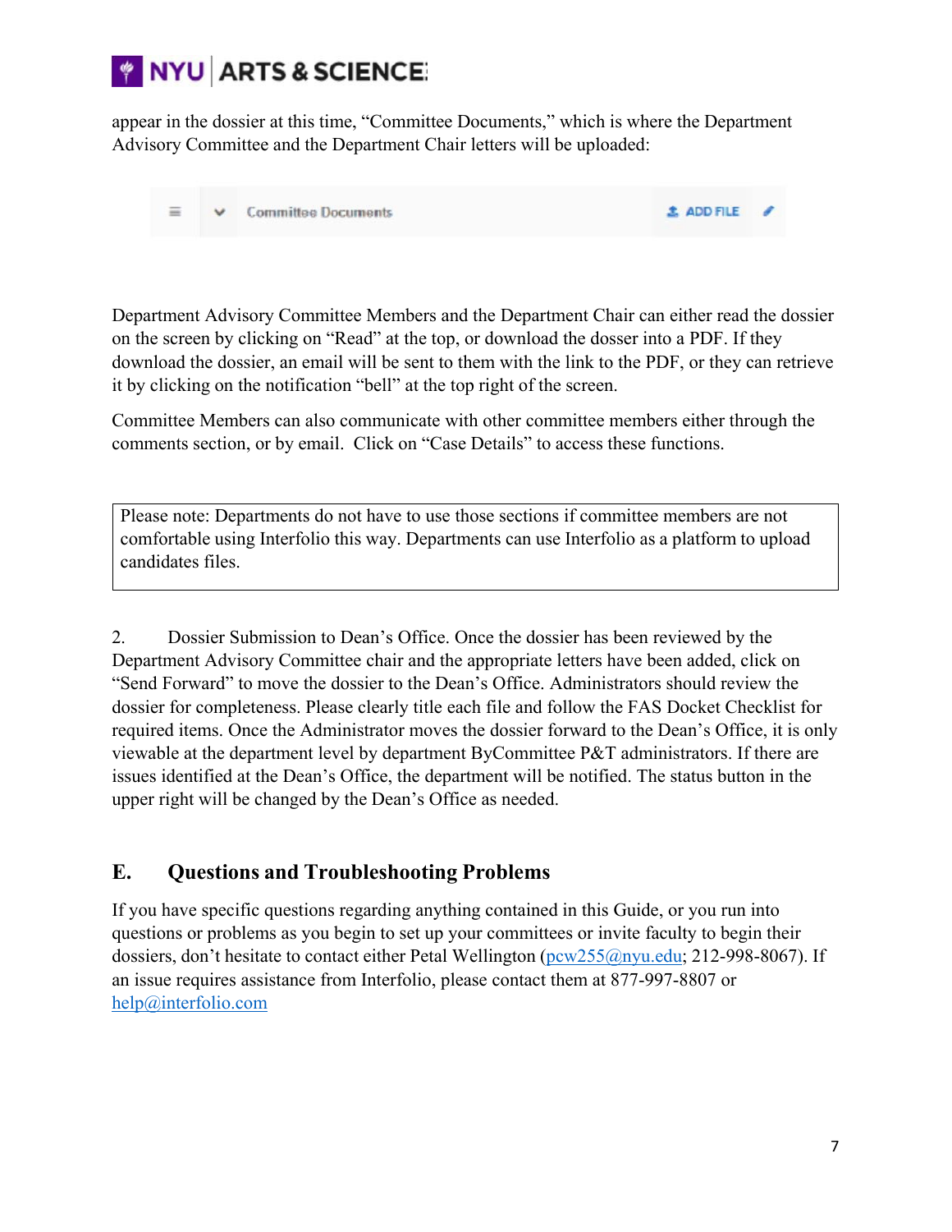appear in the dossier at this time, "Committee Documents," which is where the Department Advisory Committee and the Department Chair letters will be uploaded:

Committee Documents ADD FILE

Department Advisory Committee Members and the Department Chair can either read the dossier on the screen by clicking on "Read" at the top, or download the dosser into a PDF. If they download the dossier, an email will be sent to them with the link to the PDF, or they can retrieve it by clicking on the notification "bell" at the top right of the screen.

Committee Members can also communicate with other committee members either through the comments section, or by email. Click on "Case Details" to access these functions.

> Please note: Departments do not have to use those sections if committee members are not comfortable using Interfolio this way. Departments can use Interfolio as a platform to upload candidates files.

2. Dossier Submission to Dean's Office. Once the dossier has been reviewed by the Department Advisory Committee chair and the appropriate letters have been added, click on "Send Forward" to move the dossier to the Dean's Office. Administrators should review the dossier for completeness. Please clearly title each file and follow the FAS Docket Checklist for required items. Once the Administrator moves the dossier forward to the Dean's Office, it is only viewable at the department level by department ByCommittee P&T administrators. If there are issues identified at the Dean's Office, the department will be notified. The status button in the upper right will be changed by the Dean's Office as needed.

## E. Questions and Troubleshooting Problems

If you have specific questions regarding anything contained in this Guide, or you run into questions or problems as you begin to set up your committees or invite faculty to begin their dossiers, don't hesitate to contact either Petal Wellington (pcw255@nyu.edu; 212-998-8067). If an issue requires assistance from Interfolio, please contact them at 877-997-8807 or help@interfolio.com